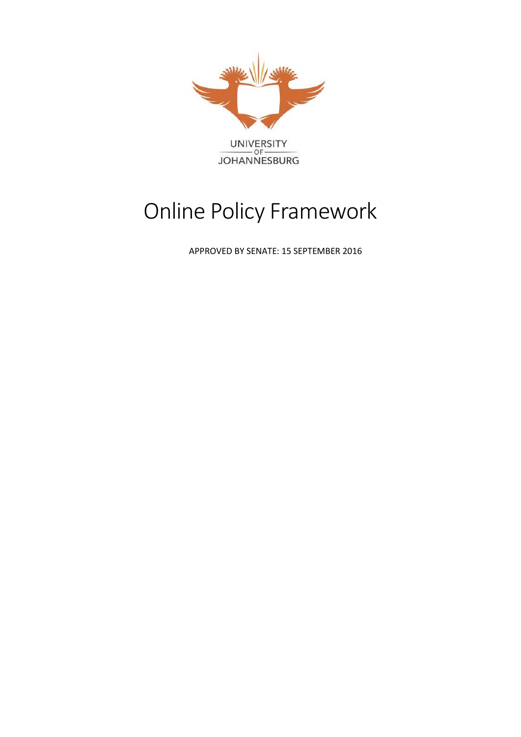UNIVERSITY
OF
JOHANNESBURG

# Online Policy Framework

APPROVED BY SENATE: 15 SEPTEMBER 2016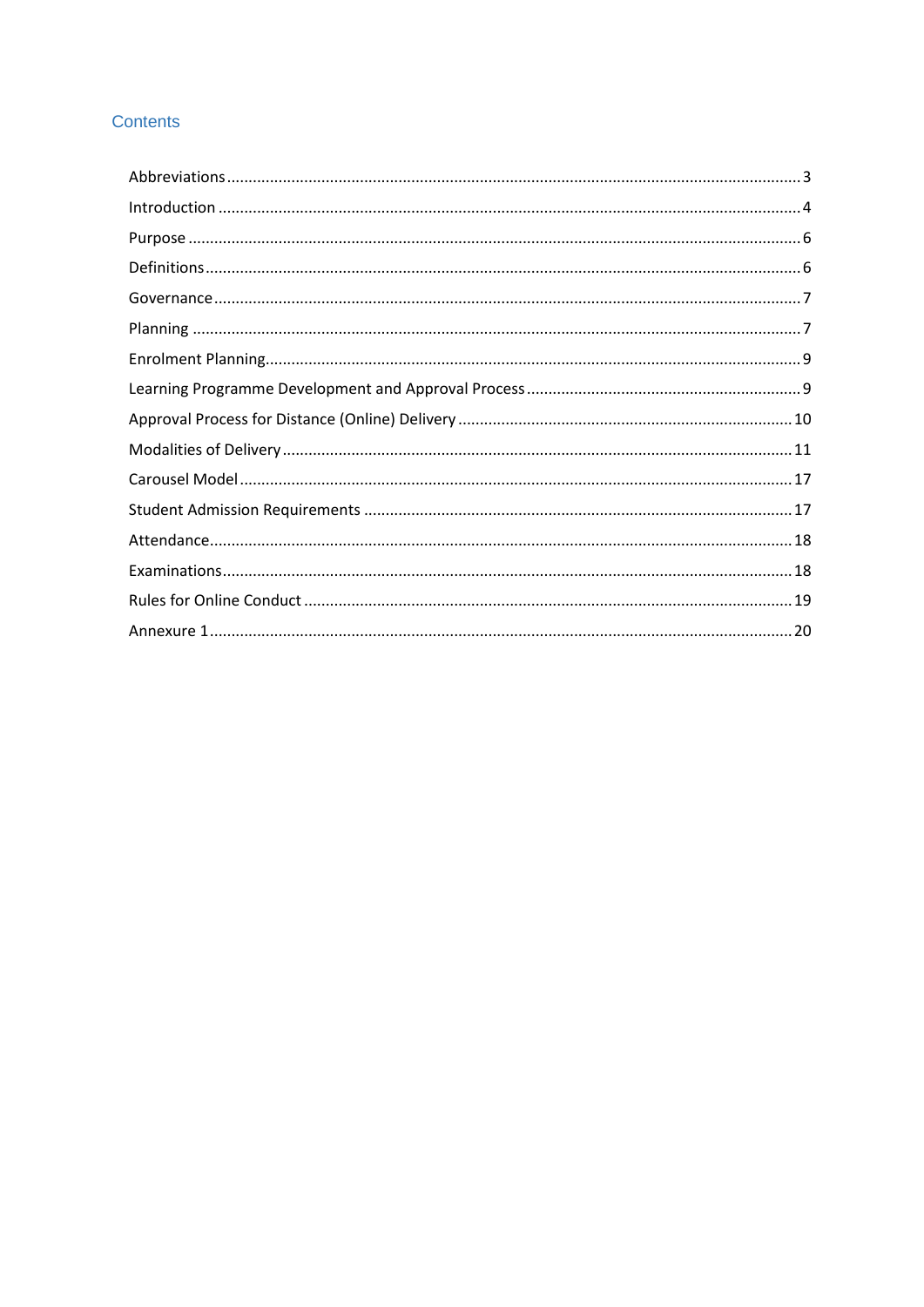## Contents

Abbreviations ........ 3
Introduction ........ 4
Purpose ........ 6
Definitions ........ 6
Governance ........ 7
Planning ........ 7
Enrolment Planning ........ 9
Learning Programme Development and Approval Process ........ 9
Approval Process for Distance (Online) Delivery ........ 10
Modalities of Delivery ........ 11
Carousel Model ........ 17
Student Admission Requirements ........ 17
Attendance ........ 18
Examinations ........ 18
Rules for Online Conduct ........ 19
Annexure 1 ........ 20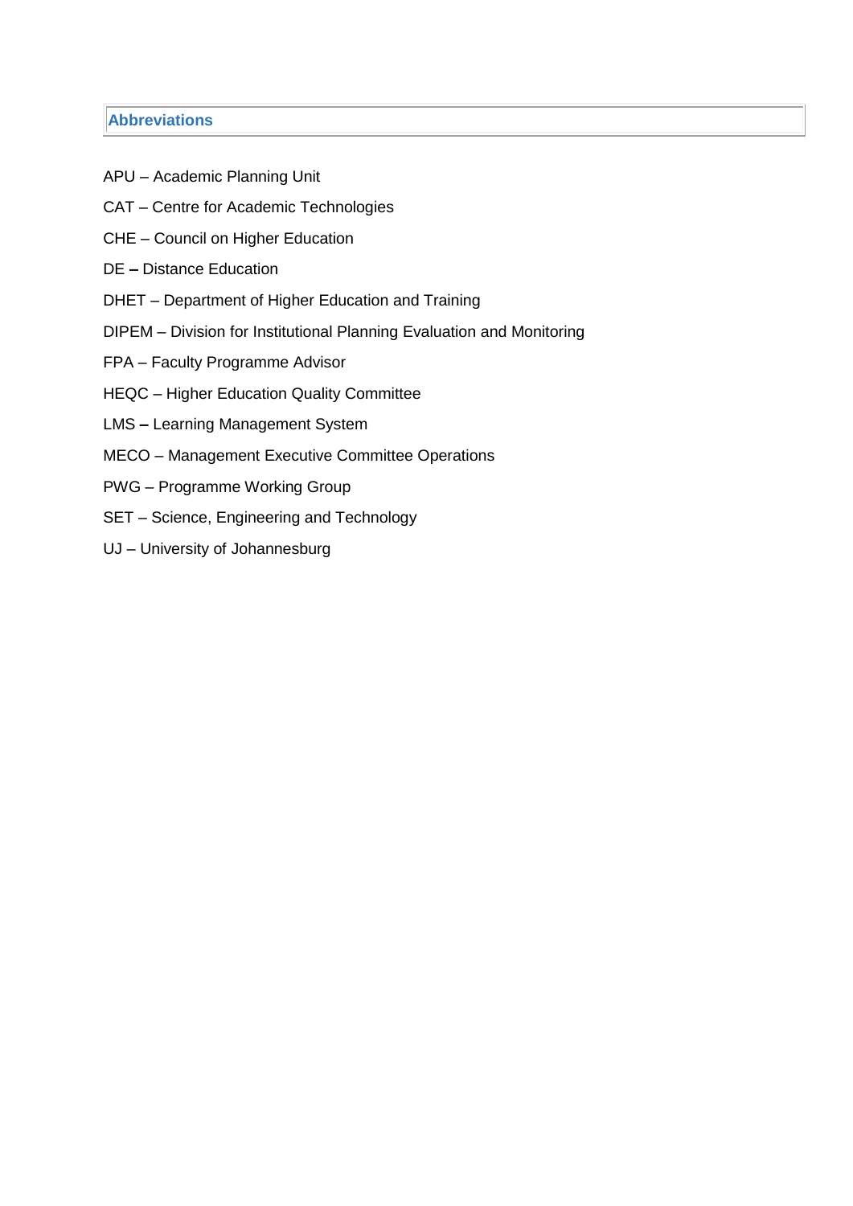## Abbreviations

APU – Academic Planning Unit

CAT – Centre for Academic Technologies

CHE – Council on Higher Education

DE – Distance Education

DHET – Department of Higher Education and Training

DIPEM – Division for Institutional Planning Evaluation and Monitoring

FPA – Faculty Programme Advisor

HEQC – Higher Education Quality Committee

LMS – Learning Management System

MECO – Management Executive Committee Operations

PWG – Programme Working Group

SET – Science, Engineering and Technology

UJ – University of Johannesburg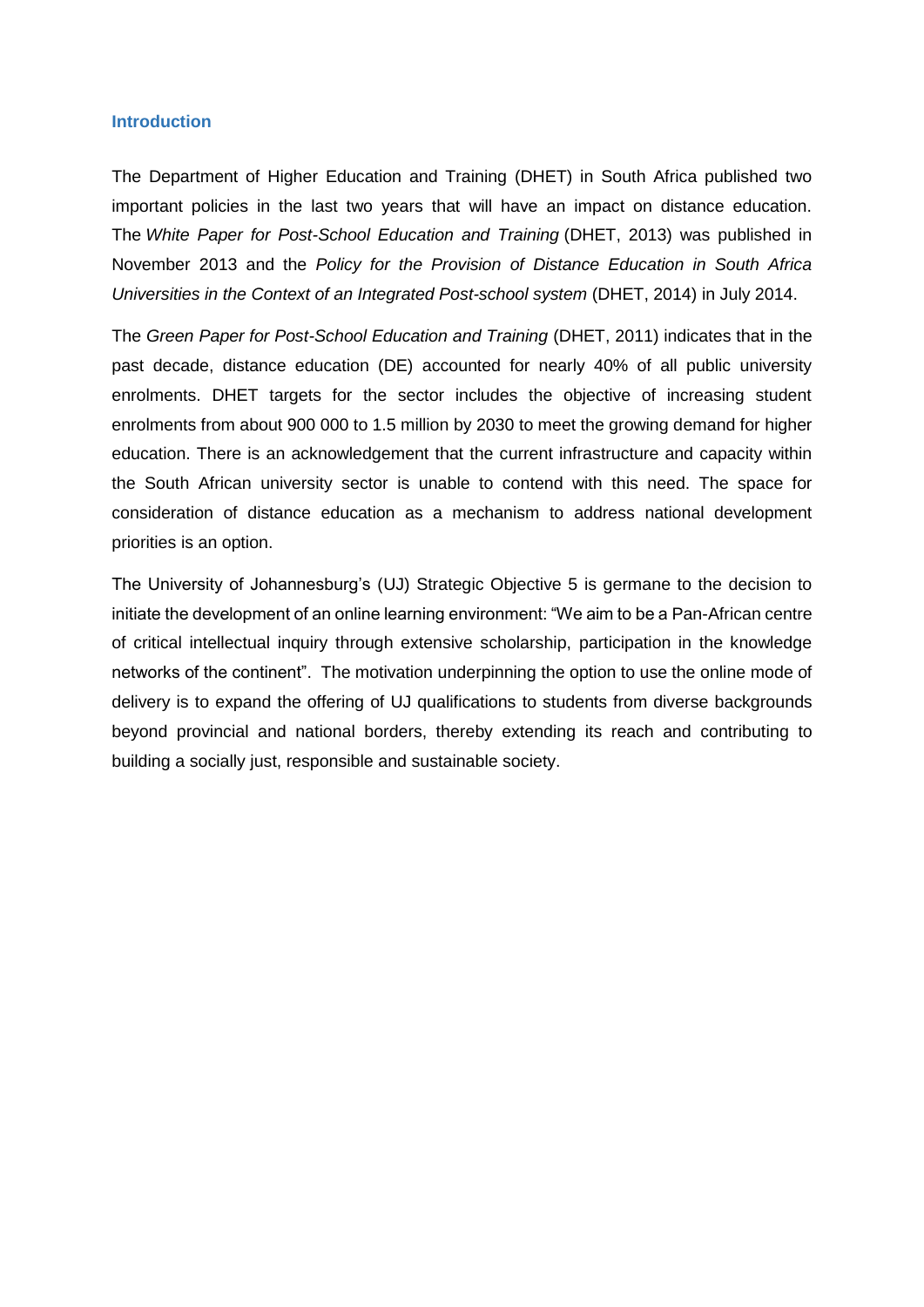## Introduction

The Department of Higher Education and Training (DHET) in South Africa published two important policies in the last two years that will have an impact on distance education. The *White Paper for Post-School Education and Training* (DHET, 2013) was published in November 2013 and the *Policy for the Provision of Distance Education in South Africa Universities in the Context of an Integrated Post-school system* (DHET, 2014) in July 2014.

The *Green Paper for Post-School Education and Training* (DHET, 2011) indicates that in the past decade, distance education (DE) accounted for nearly 40% of all public university enrolments. DHET targets for the sector includes the objective of increasing student enrolments from about 900 000 to 1.5 million by 2030 to meet the growing demand for higher education. There is an acknowledgement that the current infrastructure and capacity within the South African university sector is unable to contend with this need. The space for consideration of distance education as a mechanism to address national development priorities is an option.

The University of Johannesburg's (UJ) Strategic Objective 5 is germane to the decision to initiate the development of an online learning environment: "We aim to be a Pan-African centre of critical intellectual inquiry through extensive scholarship, participation in the knowledge networks of the continent". The motivation underpinning the option to use the online mode of delivery is to expand the offering of UJ qualifications to students from diverse backgrounds beyond provincial and national borders, thereby extending its reach and contributing to building a socially just, responsible and sustainable society.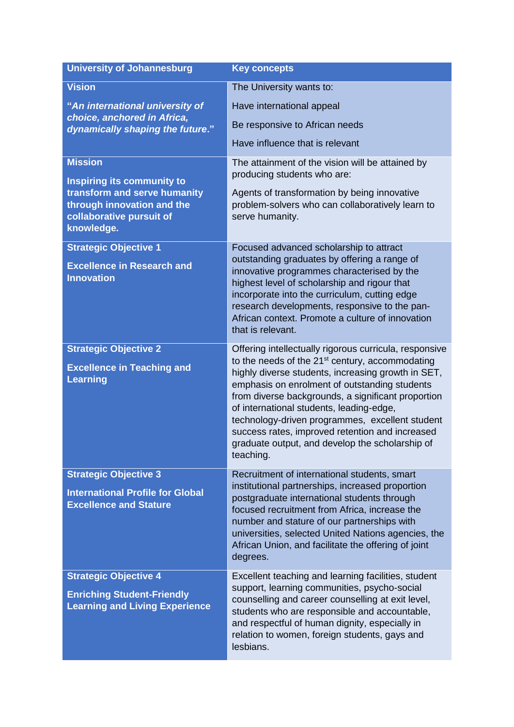| University of Johannesburg | Key concepts |
|---|---|
| **Vision**<br><br>***"An international university of choice, anchored in Africa, dynamically shaping the future."*** | The University wants to:<br><br>Have international appeal<br><br>Be responsive to African needs<br><br>Have influence that is relevant |
| **Mission**<br><br>**Inspiring its community to transform and serve humanity through innovation and the collaborative pursuit of knowledge.** | The attainment of the vision will be attained by producing students who are:<br><br>Agents of transformation by being innovative problem-solvers who can collaboratively learn to serve humanity. |
| **Strategic Objective 1**<br><br>**Excellence in Research and Innovation** | Focused advanced scholarship to attract outstanding graduates by offering a range of innovative programmes characterised by the highest level of scholarship and rigour that incorporate into the curriculum, cutting edge research developments, responsive to the pan-African context. Promote a culture of innovation that is relevant. |
| **Strategic Objective 2**<br><br>**Excellence in Teaching and Learning** | Offering intellectually rigorous curricula, responsive to the needs of the 21st century, accommodating highly diverse students, increasing growth in SET, emphasis on enrolment of outstanding students from diverse backgrounds, a significant proportion of international students, leading-edge, technology-driven programmes, excellent student success rates, improved retention and increased graduate output, and develop the scholarship of teaching. |
| **Strategic Objective 3**<br><br>**International Profile for Global Excellence and Stature** | Recruitment of international students, smart institutional partnerships, increased proportion postgraduate international students through focused recruitment from Africa, increase the number and stature of our partnerships with universities, selected United Nations agencies, the African Union, and facilitate the offering of joint degrees. |
| **Strategic Objective 4**<br><br>**Enriching Student-Friendly Learning and Living Experience** | Excellent teaching and learning facilities, student support, learning communities, psycho-social counselling and career counselling at exit level, students who are responsible and accountable, and respectful of human dignity, especially in relation to women, foreign students, gays and lesbians. |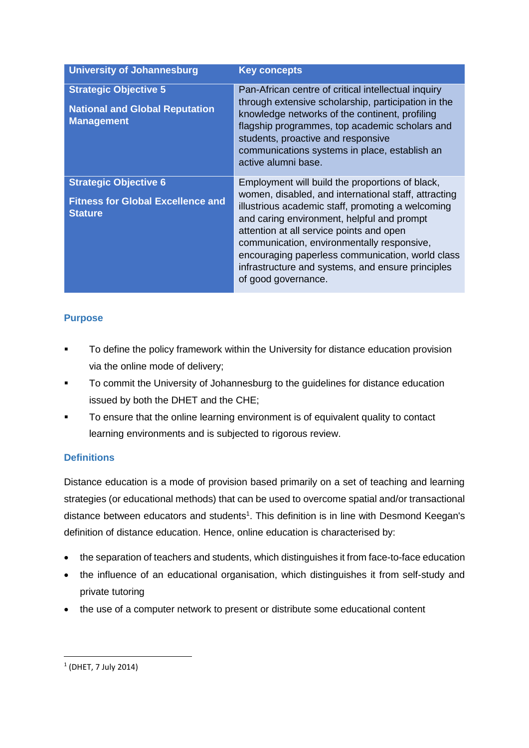| University of Johannesburg | Key concepts |
|---|---|
| **Strategic Objective 5**<br><br>**National and Global Reputation Management** | Pan-African centre of critical intellectual inquiry through extensive scholarship, participation in the knowledge networks of the continent, profiling flagship programmes, top academic scholars and students, proactive and responsive communications systems in place, establish an active alumni base. |
| **Strategic Objective 6**<br><br>**Fitness for Global Excellence and Stature** | Employment will build the proportions of black, women, disabled, and international staff, attracting illustrious academic staff, promoting a welcoming and caring environment, helpful and prompt attention at all service points and open communication, environmentally responsive, encouraging paperless communication, world class infrastructure and systems, and ensure principles of good governance. |

## Purpose

- To define the policy framework within the University for distance education provision via the online mode of delivery;
- To commit the University of Johannesburg to the guidelines for distance education issued by both the DHET and the CHE;
- To ensure that the online learning environment is of equivalent quality to contact learning environments and is subjected to rigorous review.

## Definitions

Distance education is a mode of provision based primarily on a set of teaching and learning strategies (or educational methods) that can be used to overcome spatial and/or transactional distance between educators and students[1]. This definition is in line with Desmond Keegan's definition of distance education. Hence, online education is characterised by:

- the separation of teachers and students, which distinguishes it from face-to-face education
- the influence of an educational organisation, which distinguishes it from self-study and private tutoring
- the use of a computer network to present or distribute some educational content

[1] (DHET, 7 July 2014)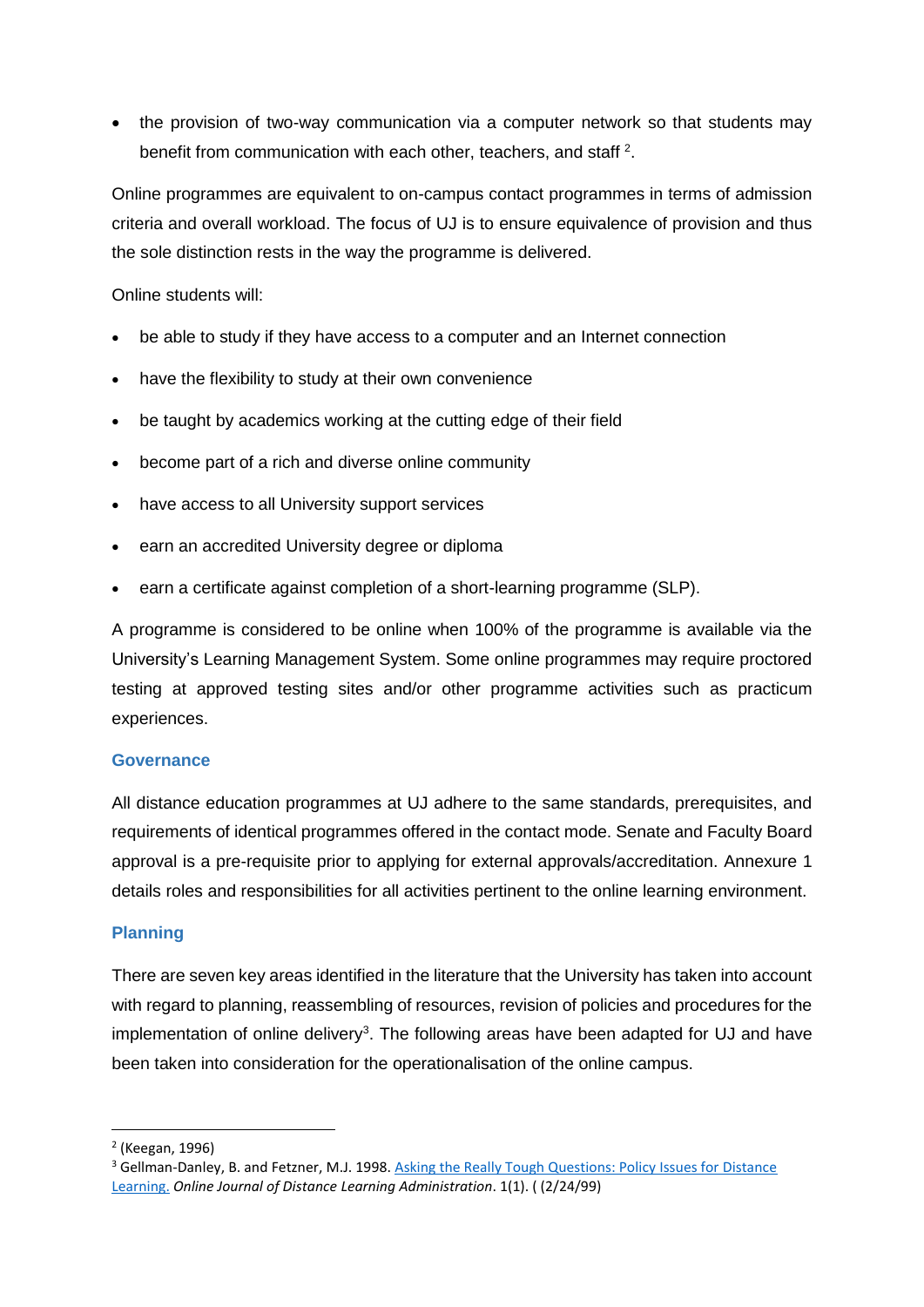- the provision of two-way communication via a computer network so that students may benefit from communication with each other, teachers, and staff [2].

Online programmes are equivalent to on-campus contact programmes in terms of admission criteria and overall workload. The focus of UJ is to ensure equivalence of provision and thus the sole distinction rests in the way the programme is delivered.

Online students will:

- be able to study if they have access to a computer and an Internet connection
- have the flexibility to study at their own convenience
- be taught by academics working at the cutting edge of their field
- become part of a rich and diverse online community
- have access to all University support services
- earn an accredited University degree or diploma
- earn a certificate against completion of a short-learning programme (SLP).

A programme is considered to be online when 100% of the programme is available via the University's Learning Management System. Some online programmes may require proctored testing at approved testing sites and/or other programme activities such as practicum experiences.

## Governance

All distance education programmes at UJ adhere to the same standards, prerequisites, and requirements of identical programmes offered in the contact mode. Senate and Faculty Board approval is a pre-requisite prior to applying for external approvals/accreditation. Annexure 1 details roles and responsibilities for all activities pertinent to the online learning environment.

## Planning

There are seven key areas identified in the literature that the University has taken into account with regard to planning, reassembling of resources, revision of policies and procedures for the implementation of online delivery[3]. The following areas have been adapted for UJ and have been taken into consideration for the operationalisation of the online campus.

---

[2] (Keegan, 1996)

[3] Gellman-Danley, B. and Fetzner, M.J. 1998. [Asking the Really Tough Questions: Policy Issues for Distance Learning.](#) *Online Journal of Distance Learning Administration*. 1(1). ( (2/24/99)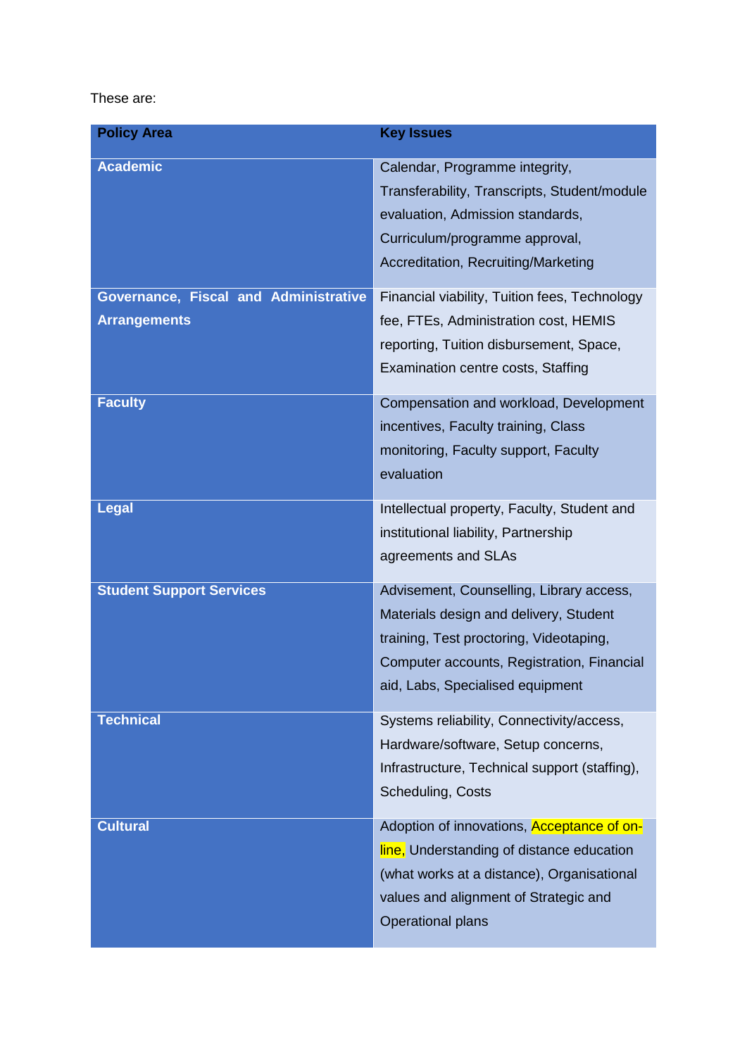These are:

| **Policy Area** | **Key Issues** |
|---|---|
| **Academic** | Calendar, Programme integrity, Transferability, Transcripts, Student/module evaluation, Admission standards, Curriculum/programme approval, Accreditation, Recruiting/Marketing |
| **Governance, Fiscal and Administrative Arrangements** | Financial viability, Tuition fees, Technology fee, FTEs, Administration cost, HEMIS reporting, Tuition disbursement, Space, Examination centre costs, Staffing |
| **Faculty** | Compensation and workload, Development incentives, Faculty training, Class monitoring, Faculty support, Faculty evaluation |
| **Legal** | Intellectual property, Faculty, Student and institutional liability, Partnership agreements and SLAs |
| **Student Support Services** | Advisement, Counselling, Library access, Materials design and delivery, Student training, Test proctoring, Videotaping, Computer accounts, Registration, Financial aid, Labs, Specialised equipment |
| **Technical** | Systems reliability, Connectivity/access, Hardware/software, Setup concerns, Infrastructure, Technical support (staffing), Scheduling, Costs |
| **Cultural** | Adoption of innovations, Acceptance of on-line, Understanding of distance education (what works at a distance), Organisational values and alignment of Strategic and Operational plans |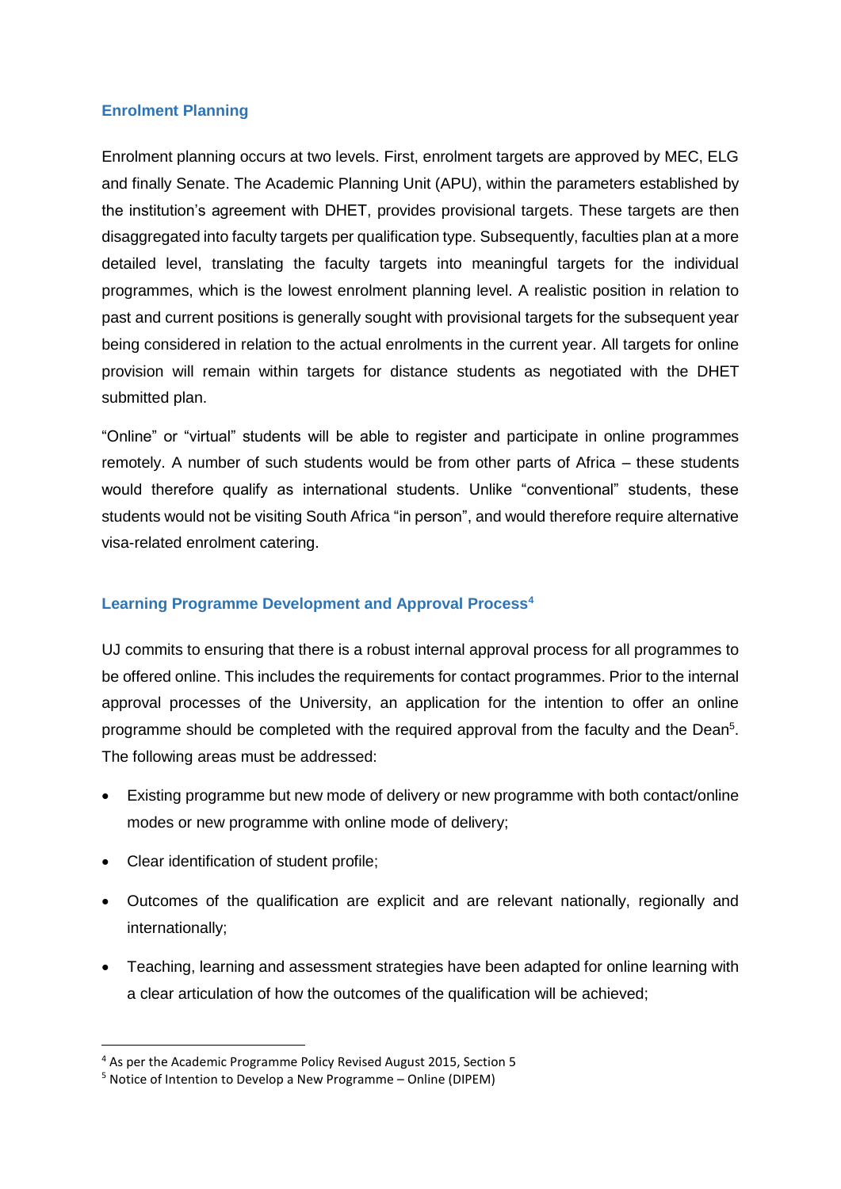## Enrolment Planning

Enrolment planning occurs at two levels. First, enrolment targets are approved by MEC, ELG and finally Senate. The Academic Planning Unit (APU), within the parameters established by the institution's agreement with DHET, provides provisional targets. These targets are then disaggregated into faculty targets per qualification type. Subsequently, faculties plan at a more detailed level, translating the faculty targets into meaningful targets for the individual programmes, which is the lowest enrolment planning level. A realistic position in relation to past and current positions is generally sought with provisional targets for the subsequent year being considered in relation to the actual enrolments in the current year. All targets for online provision will remain within targets for distance students as negotiated with the DHET submitted plan.

"Online" or "virtual" students will be able to register and participate in online programmes remotely. A number of such students would be from other parts of Africa – these students would therefore qualify as international students. Unlike "conventional" students, these students would not be visiting South Africa "in person", and would therefore require alternative visa-related enrolment catering.

## Learning Programme Development and Approval Process[4]

UJ commits to ensuring that there is a robust internal approval process for all programmes to be offered online. This includes the requirements for contact programmes. Prior to the internal approval processes of the University, an application for the intention to offer an online programme should be completed with the required approval from the faculty and the Dean[5]. The following areas must be addressed:

- Existing programme but new mode of delivery or new programme with both contact/online modes or new programme with online mode of delivery;
- Clear identification of student profile;
- Outcomes of the qualification are explicit and are relevant nationally, regionally and internationally;
- Teaching, learning and assessment strategies have been adapted for online learning with a clear articulation of how the outcomes of the qualification will be achieved;

---

[4] As per the Academic Programme Policy Revised August 2015, Section 5

[5] Notice of Intention to Develop a New Programme – Online (DIPEM)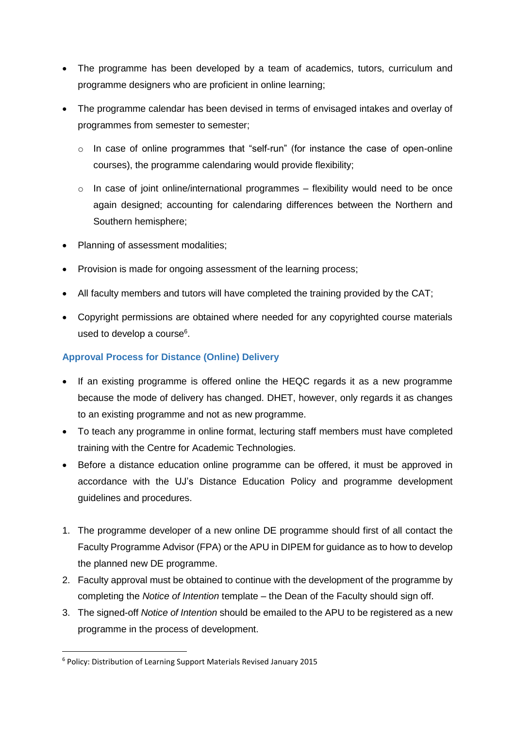- The programme has been developed by a team of academics, tutors, curriculum and programme designers who are proficient in online learning;
- The programme calendar has been devised in terms of envisaged intakes and overlay of programmes from semester to semester;
  - In case of online programmes that "self-run" (for instance the case of open-online courses), the programme calendaring would provide flexibility;
  - In case of joint online/international programmes – flexibility would need to be once again designed; accounting for calendaring differences between the Northern and Southern hemisphere;
- Planning of assessment modalities;
- Provision is made for ongoing assessment of the learning process;
- All faculty members and tutors will have completed the training provided by the CAT;
- Copyright permissions are obtained where needed for any copyrighted course materials used to develop a course[6].

### Approval Process for Distance (Online) Delivery

- If an existing programme is offered online the HEQC regards it as a new programme because the mode of delivery has changed. DHET, however, only regards it as changes to an existing programme and not as new programme.
- To teach any programme in online format, lecturing staff members must have completed training with the Centre for Academic Technologies.
- Before a distance education online programme can be offered, it must be approved in accordance with the UJ's Distance Education Policy and programme development guidelines and procedures.

1. The programme developer of a new online DE programme should first of all contact the Faculty Programme Advisor (FPA) or the APU in DIPEM for guidance as to how to develop the planned new DE programme.
2. Faculty approval must be obtained to continue with the development of the programme by completing the *Notice of Intention* template – the Dean of the Faculty should sign off.
3. The signed-off *Notice of Intention* should be emailed to the APU to be registered as a new programme in the process of development.

[6] Policy: Distribution of Learning Support Materials Revised January 2015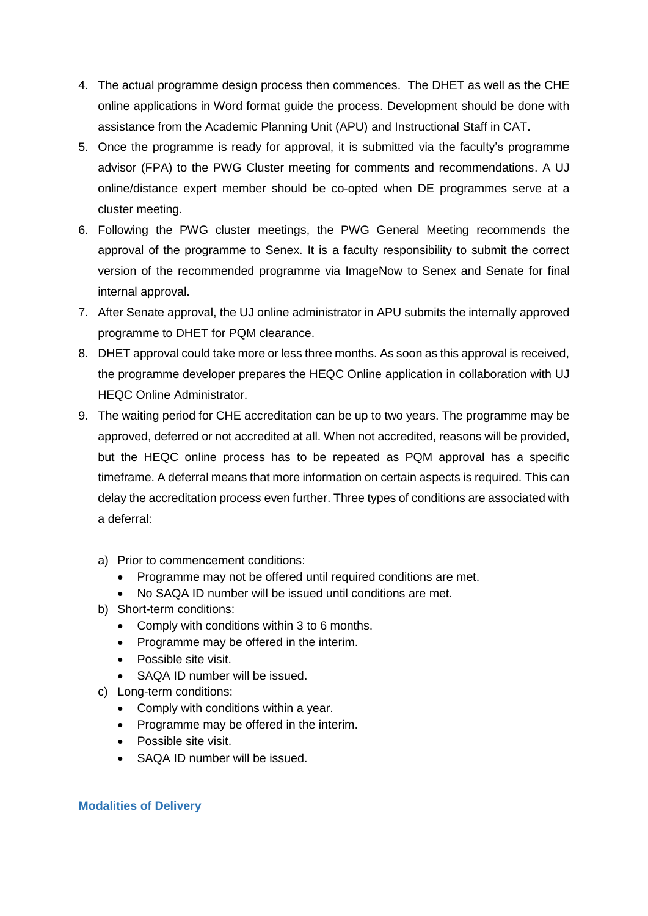4. The actual programme design process then commences. The DHET as well as the CHE online applications in Word format guide the process. Development should be done with assistance from the Academic Planning Unit (APU) and Instructional Staff in CAT.
5. Once the programme is ready for approval, it is submitted via the faculty's programme advisor (FPA) to the PWG Cluster meeting for comments and recommendations. A UJ online/distance expert member should be co-opted when DE programmes serve at a cluster meeting.
6. Following the PWG cluster meetings, the PWG General Meeting recommends the approval of the programme to Senex. It is a faculty responsibility to submit the correct version of the recommended programme via ImageNow to Senex and Senate for final internal approval.
7. After Senate approval, the UJ online administrator in APU submits the internally approved programme to DHET for PQM clearance.
8. DHET approval could take more or less three months. As soon as this approval is received, the programme developer prepares the HEQC Online application in collaboration with UJ HEQC Online Administrator.
9. The waiting period for CHE accreditation can be up to two years. The programme may be approved, deferred or not accredited at all. When not accredited, reasons will be provided, but the HEQC online process has to be repeated as PQM approval has a specific timeframe. A deferral means that more information on certain aspects is required. This can delay the accreditation process even further. Three types of conditions are associated with a deferral:

   a) Prior to commencement conditions:
      - Programme may not be offered until required conditions are met.
      - No SAQA ID number will be issued until conditions are met.

   b) Short-term conditions:
      - Comply with conditions within 3 to 6 months.
      - Programme may be offered in the interim.
      - Possible site visit.
      - SAQA ID number will be issued.

   c) Long-term conditions:
      - Comply with conditions within a year.
      - Programme may be offered in the interim.
      - Possible site visit.
      - SAQA ID number will be issued.

## Modalities of Delivery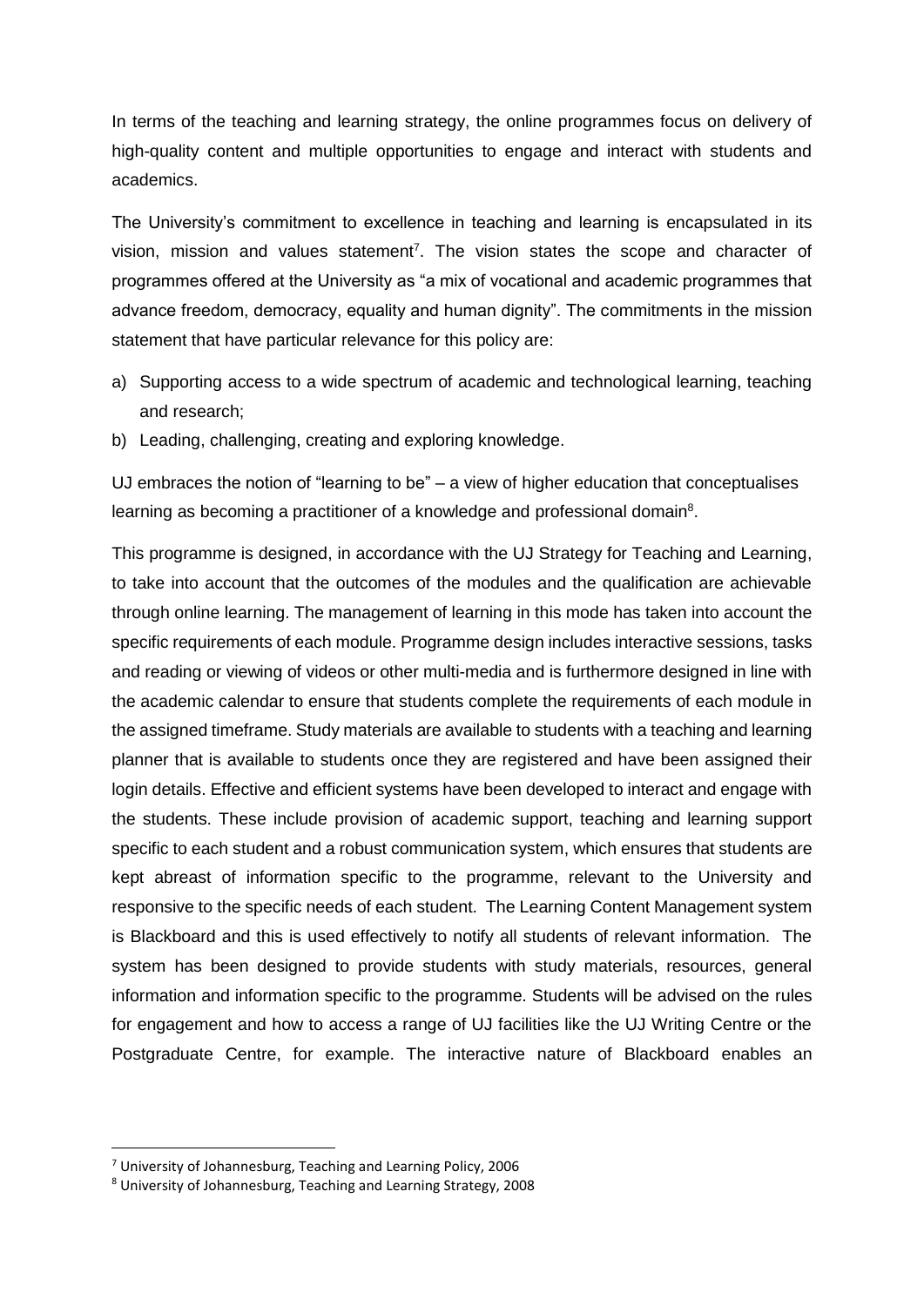In terms of the teaching and learning strategy, the online programmes focus on delivery of high-quality content and multiple opportunities to engage and interact with students and academics.

The University's commitment to excellence in teaching and learning is encapsulated in its vision, mission and values statement[7]. The vision states the scope and character of programmes offered at the University as "a mix of vocational and academic programmes that advance freedom, democracy, equality and human dignity". The commitments in the mission statement that have particular relevance for this policy are:

a) Supporting access to a wide spectrum of academic and technological learning, teaching and research;
b) Leading, challenging, creating and exploring knowledge.

UJ embraces the notion of "learning to be" – a view of higher education that conceptualises learning as becoming a practitioner of a knowledge and professional domain[8].

This programme is designed, in accordance with the UJ Strategy for Teaching and Learning, to take into account that the outcomes of the modules and the qualification are achievable through online learning. The management of learning in this mode has taken into account the specific requirements of each module. Programme design includes interactive sessions, tasks and reading or viewing of videos or other multi-media and is furthermore designed in line with the academic calendar to ensure that students complete the requirements of each module in the assigned timeframe. Study materials are available to students with a teaching and learning planner that is available to students once they are registered and have been assigned their login details. Effective and efficient systems have been developed to interact and engage with the students. These include provision of academic support, teaching and learning support specific to each student and a robust communication system, which ensures that students are kept abreast of information specific to the programme, relevant to the University and responsive to the specific needs of each student. The Learning Content Management system is Blackboard and this is used effectively to notify all students of relevant information. The system has been designed to provide students with study materials, resources, general information and information specific to the programme. Students will be advised on the rules for engagement and how to access a range of UJ facilities like the UJ Writing Centre or the Postgraduate Centre, for example. The interactive nature of Blackboard enables an

---

[7] University of Johannesburg, Teaching and Learning Policy, 2006

[8] University of Johannesburg, Teaching and Learning Strategy, 2008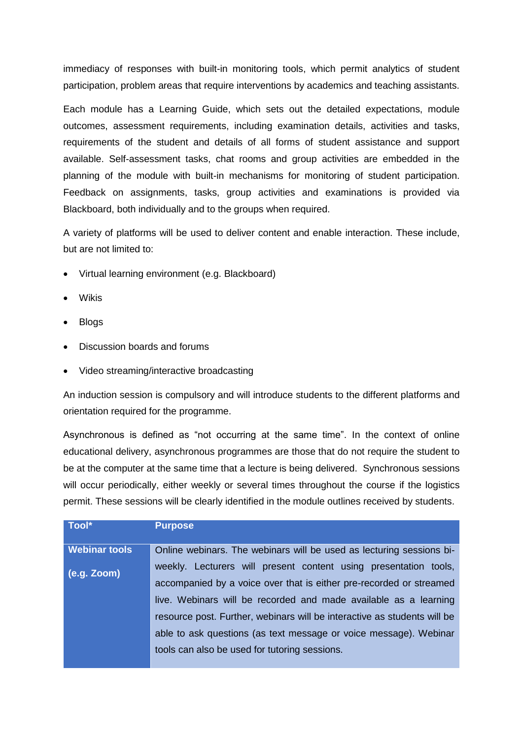immediacy of responses with built-in monitoring tools, which permit analytics of student participation, problem areas that require interventions by academics and teaching assistants.

Each module has a Learning Guide, which sets out the detailed expectations, module outcomes, assessment requirements, including examination details, activities and tasks, requirements of the student and details of all forms of student assistance and support available. Self-assessment tasks, chat rooms and group activities are embedded in the planning of the module with built-in mechanisms for monitoring of student participation. Feedback on assignments, tasks, group activities and examinations is provided via Blackboard, both individually and to the groups when required.

A variety of platforms will be used to deliver content and enable interaction. These include, but are not limited to:

- Virtual learning environment (e.g. Blackboard)
- Wikis
- Blogs
- Discussion boards and forums
- Video streaming/interactive broadcasting

An induction session is compulsory and will introduce students to the different platforms and orientation required for the programme.

Asynchronous is defined as "not occurring at the same time". In the context of online educational delivery, asynchronous programmes are those that do not require the student to be at the computer at the same time that a lecture is being delivered. Synchronous sessions will occur periodically, either weekly or several times throughout the course if the logistics permit. These sessions will be clearly identified in the module outlines received by students.

| Tool* | Purpose |
| --- | --- |
| **Webinar tools (e.g. Zoom)** | Online webinars. The webinars will be used as lecturing sessions bi-weekly. Lecturers will present content using presentation tools, accompanied by a voice over that is either pre-recorded or streamed live. Webinars will be recorded and made available as a learning resource post. Further, webinars will be interactive as students will be able to ask questions (as text message or voice message). Webinar tools can also be used for tutoring sessions. |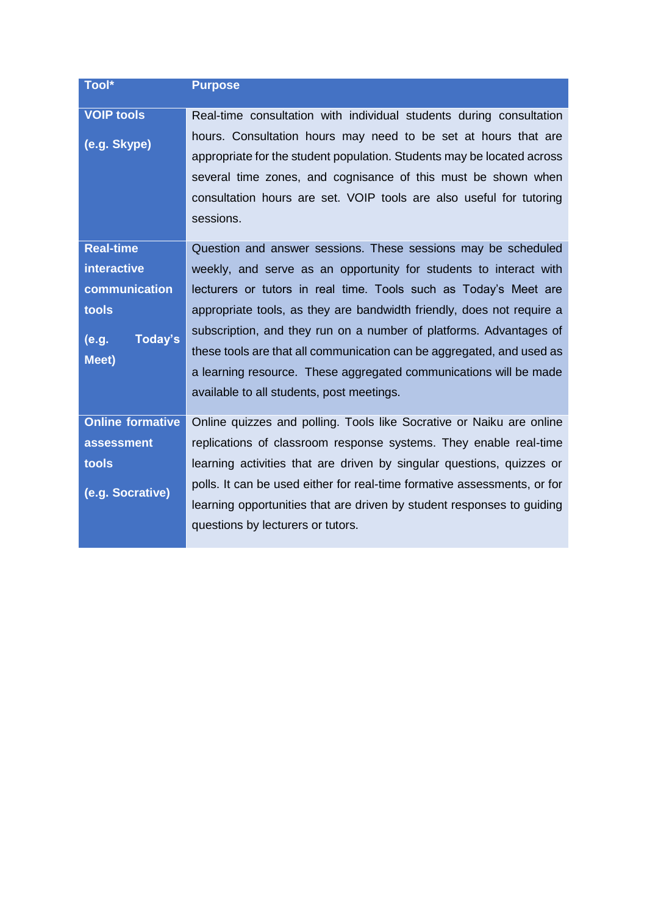| Tool* | Purpose |
|---|---|
| **VOIP tools** <br><br> **(e.g. Skype)** | Real-time consultation with individual students during consultation hours. Consultation hours may need to be set at hours that are appropriate for the student population. Students may be located across several time zones, and cognisance of this must be shown when consultation hours are set. VOIP tools are also useful for tutoring sessions. |
| **Real-time interactive communication tools** <br><br> **(e.g. Today's Meet)** | Question and answer sessions. These sessions may be scheduled weekly, and serve as an opportunity for students to interact with lecturers or tutors in real time. Tools such as Today's Meet are appropriate tools, as they are bandwidth friendly, does not require a subscription, and they run on a number of platforms. Advantages of these tools are that all communication can be aggregated, and used as a learning resource. These aggregated communications will be made available to all students, post meetings. |
| **Online formative assessment tools** <br><br> **(e.g. Socrative)** | Online quizzes and polling. Tools like Socrative or Naiku are online replications of classroom response systems. They enable real-time learning activities that are driven by singular questions, quizzes or polls. It can be used either for real-time formative assessments, or for learning opportunities that are driven by student responses to guiding questions by lecturers or tutors. |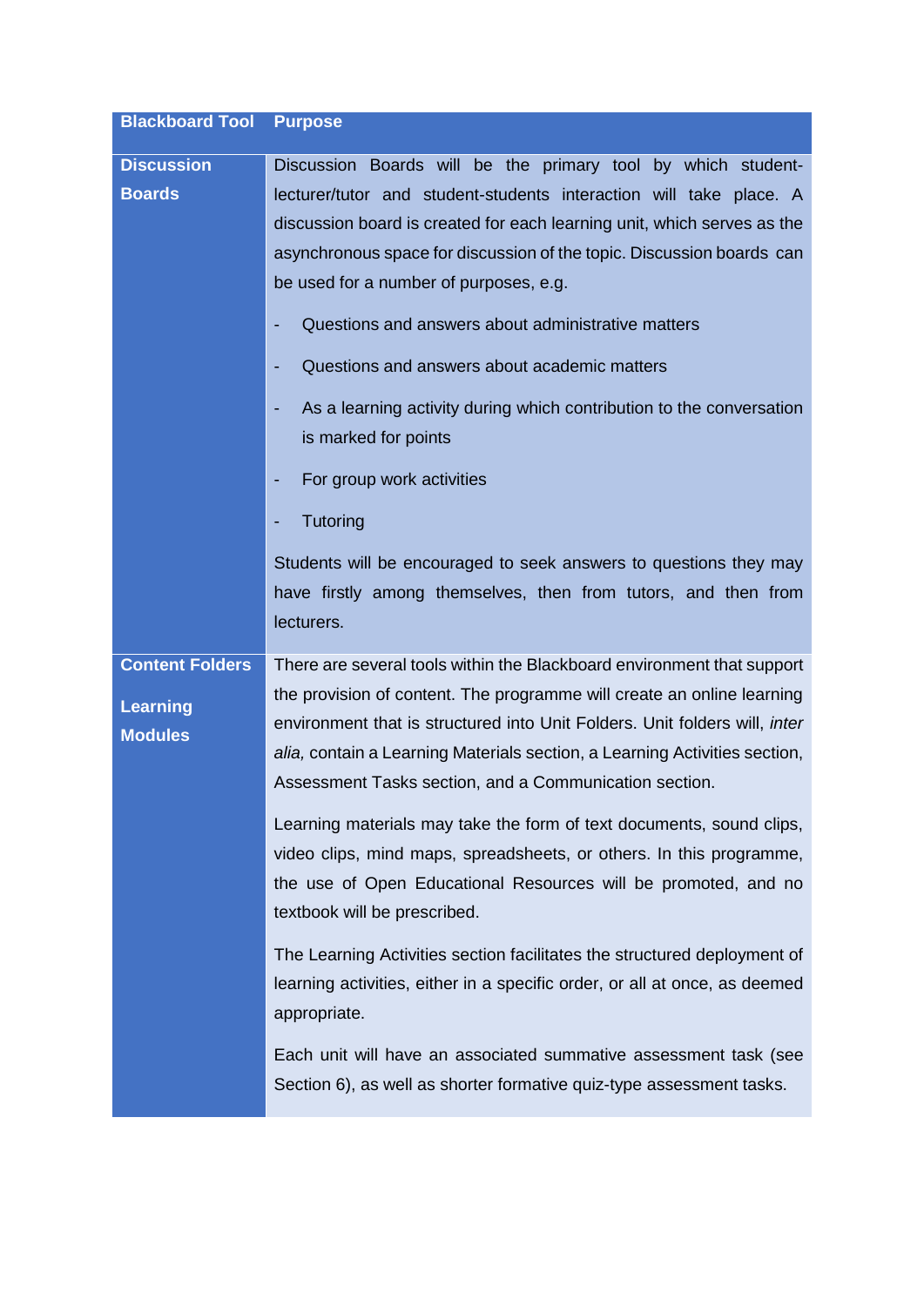| Blackboard Tool | Purpose |
| --- | --- |
| **Discussion Boards** | Discussion Boards will be the primary tool by which student-lecturer/tutor and student-students interaction will take place. A discussion board is created for each learning unit, which serves as the asynchronous space for discussion of the topic. Discussion boards can be used for a number of purposes, e.g.<br><br>- Questions and answers about administrative matters<br>- Questions and answers about academic matters<br>- As a learning activity during which contribution to the conversation is marked for points<br>- For group work activities<br>- Tutoring<br><br>Students will be encouraged to seek answers to questions they may have firstly among themselves, then from tutors, and then from lecturers. |
| **Content Folders**<br><br>**Learning Modules** | There are several tools within the Blackboard environment that support the provision of content. The programme will create an online learning environment that is structured into Unit Folders. Unit folders will, *inter alia,* contain a Learning Materials section, a Learning Activities section, Assessment Tasks section, and a Communication section.<br><br>Learning materials may take the form of text documents, sound clips, video clips, mind maps, spreadsheets, or others. In this programme, the use of Open Educational Resources will be promoted, and no textbook will be prescribed.<br><br>The Learning Activities section facilitates the structured deployment of learning activities, either in a specific order, or all at once, as deemed appropriate.<br><br>Each unit will have an associated summative assessment task (see Section 6), as well as shorter formative quiz-type assessment tasks. |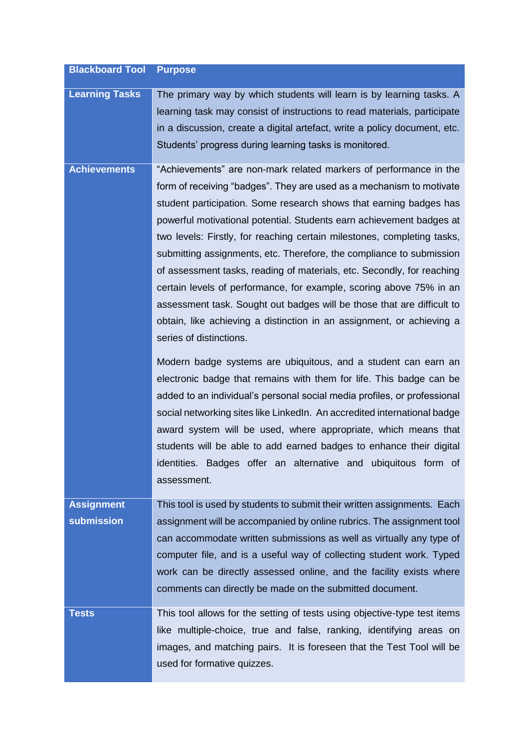| Blackboard Tool | Purpose |
| --- | --- |
| **Learning Tasks** | The primary way by which students will learn is by learning tasks. A learning task may consist of instructions to read materials, participate in a discussion, create a digital artefact, write a policy document, etc. Students' progress during learning tasks is monitored. |
| **Achievements** | "Achievements" are non-mark related markers of performance in the form of receiving "badges". They are used as a mechanism to motivate student participation. Some research shows that earning badges has powerful motivational potential. Students earn achievement badges at two levels: Firstly, for reaching certain milestones, completing tasks, submitting assignments, etc. Therefore, the compliance to submission of assessment tasks, reading of materials, etc. Secondly, for reaching certain levels of performance, for example, scoring above 75% in an assessment task. Sought out badges will be those that are difficult to obtain, like achieving a distinction in an assignment, or achieving a series of distinctions.<br><br>Modern badge systems are ubiquitous, and a student can earn an electronic badge that remains with them for life. This badge can be added to an individual's personal social media profiles, or professional social networking sites like LinkedIn. An accredited international badge award system will be used, where appropriate, which means that students will be able to add earned badges to enhance their digital identities. Badges offer an alternative and ubiquitous form of assessment. |
| **Assignment submission** | This tool is used by students to submit their written assignments. Each assignment will be accompanied by online rubrics. The assignment tool can accommodate written submissions as well as virtually any type of computer file, and is a useful way of collecting student work. Typed work can be directly assessed online, and the facility exists where comments can directly be made on the submitted document. |
| **Tests** | This tool allows for the setting of tests using objective-type test items like multiple-choice, true and false, ranking, identifying areas on images, and matching pairs. It is foreseen that the Test Tool will be used for formative quizzes. |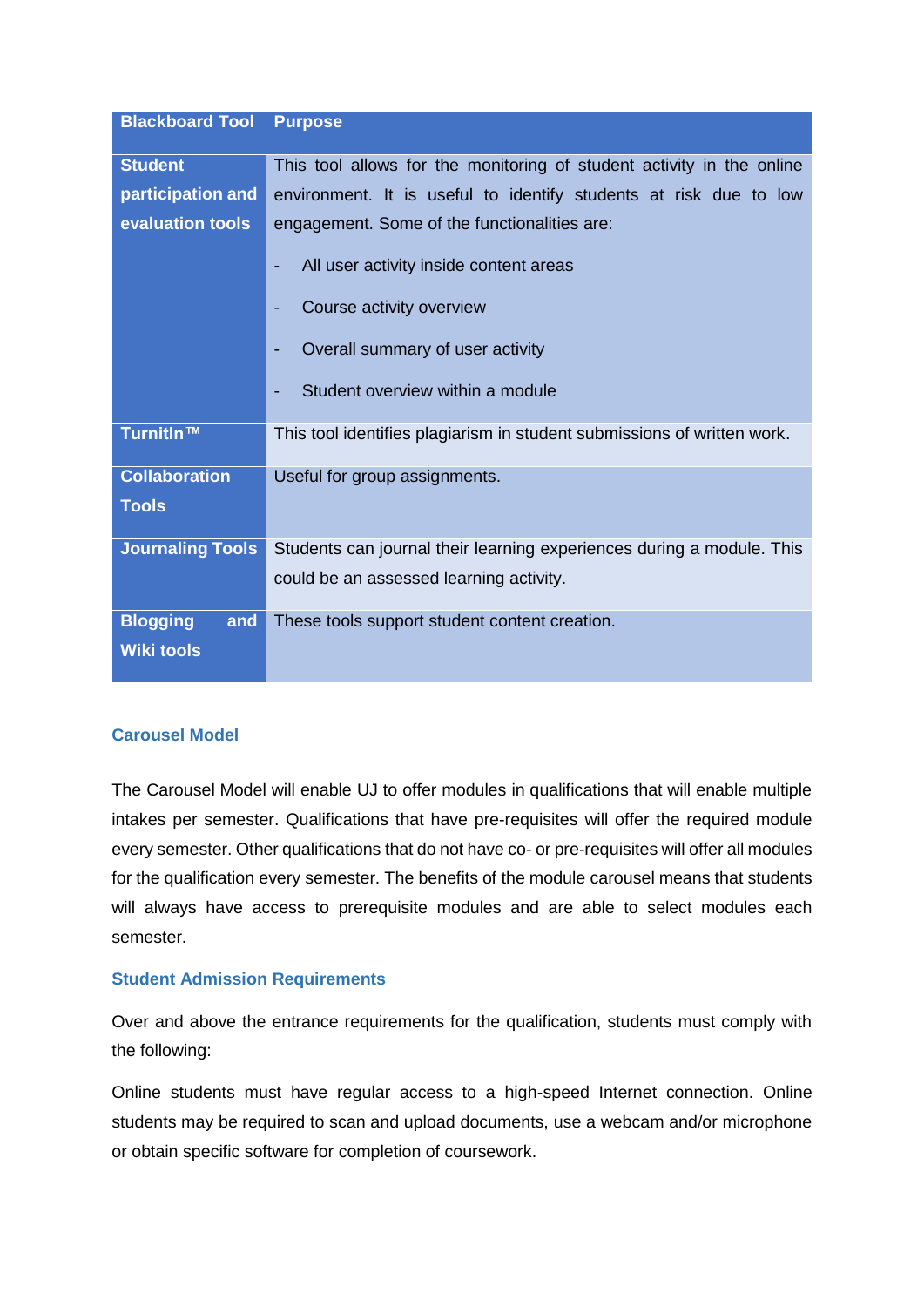| Blackboard Tool | Purpose |
|---|---|
| **Student participation and evaluation tools** | This tool allows for the monitoring of student activity in the online environment. It is useful to identify students at risk due to low engagement. Some of the functionalities are:<br>- All user activity inside content areas<br>- Course activity overview<br>- Overall summary of user activity<br>- Student overview within a module |
| **TurnitIn™** | This tool identifies plagiarism in student submissions of written work. |
| **Collaboration Tools** | Useful for group assignments. |
| **Journaling Tools** | Students can journal their learning experiences during a module. This could be an assessed learning activity. |
| **Blogging and Wiki tools** | These tools support student content creation. |

### Carousel Model

The Carousel Model will enable UJ to offer modules in qualifications that will enable multiple intakes per semester. Qualifications that have pre-requisites will offer the required module every semester. Other qualifications that do not have co- or pre-requisites will offer all modules for the qualification every semester. The benefits of the module carousel means that students will always have access to prerequisite modules and are able to select modules each semester.

### Student Admission Requirements

Over and above the entrance requirements for the qualification, students must comply with the following:

Online students must have regular access to a high-speed Internet connection. Online students may be required to scan and upload documents, use a webcam and/or microphone or obtain specific software for completion of coursework.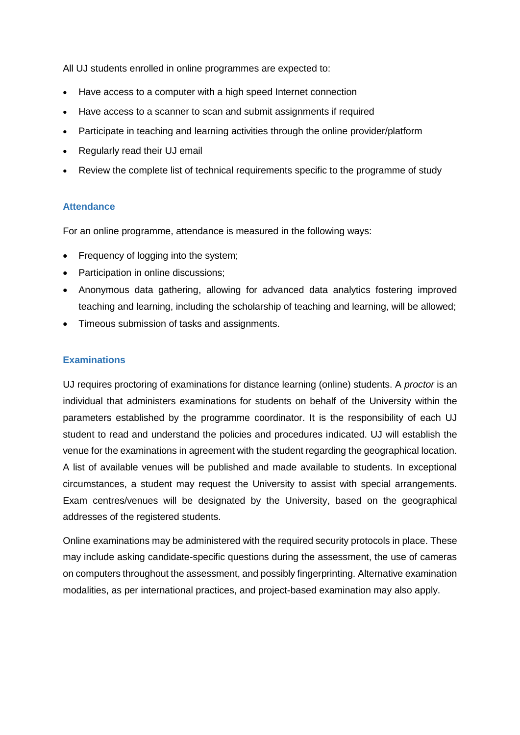All UJ students enrolled in online programmes are expected to:

- Have access to a computer with a high speed Internet connection
- Have access to a scanner to scan and submit assignments if required
- Participate in teaching and learning activities through the online provider/platform
- Regularly read their UJ email
- Review the complete list of technical requirements specific to the programme of study

### Attendance

For an online programme, attendance is measured in the following ways:

- Frequency of logging into the system;
- Participation in online discussions;
- Anonymous data gathering, allowing for advanced data analytics fostering improved teaching and learning, including the scholarship of teaching and learning, will be allowed;
- Timeous submission of tasks and assignments.

### Examinations

UJ requires proctoring of examinations for distance learning (online) students. A *proctor* is an individual that administers examinations for students on behalf of the University within the parameters established by the programme coordinator. It is the responsibility of each UJ student to read and understand the policies and procedures indicated. UJ will establish the venue for the examinations in agreement with the student regarding the geographical location. A list of available venues will be published and made available to students. In exceptional circumstances, a student may request the University to assist with special arrangements. Exam centres/venues will be designated by the University, based on the geographical addresses of the registered students.

Online examinations may be administered with the required security protocols in place. These may include asking candidate-specific questions during the assessment, the use of cameras on computers throughout the assessment, and possibly fingerprinting. Alternative examination modalities, as per international practices, and project-based examination may also apply.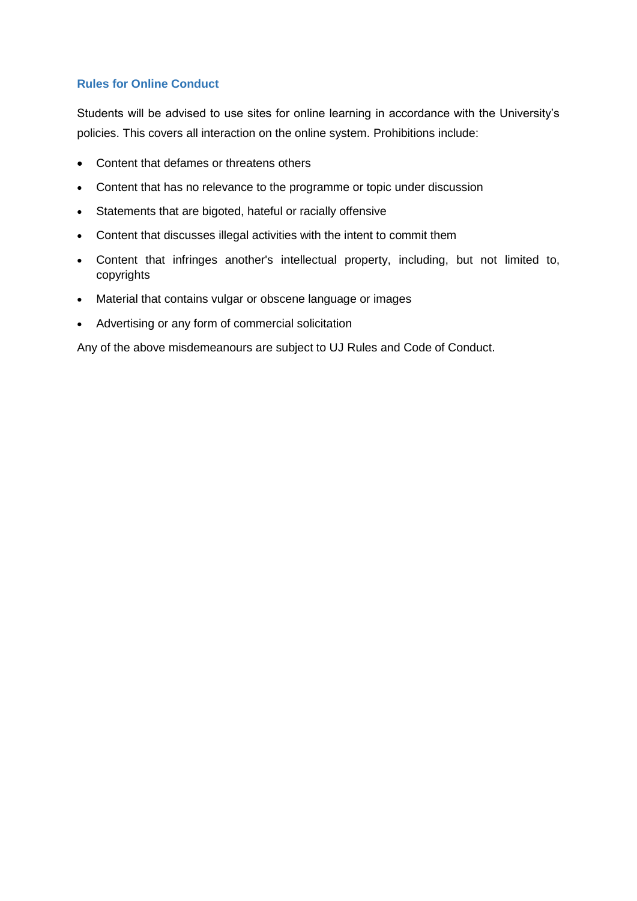### Rules for Online Conduct

Students will be advised to use sites for online learning in accordance with the University's policies. This covers all interaction on the online system. Prohibitions include:

- Content that defames or threatens others
- Content that has no relevance to the programme or topic under discussion
- Statements that are bigoted, hateful or racially offensive
- Content that discusses illegal activities with the intent to commit them
- Content that infringes another's intellectual property, including, but not limited to, copyrights
- Material that contains vulgar or obscene language or images
- Advertising or any form of commercial solicitation

Any of the above misdemeanours are subject to UJ Rules and Code of Conduct.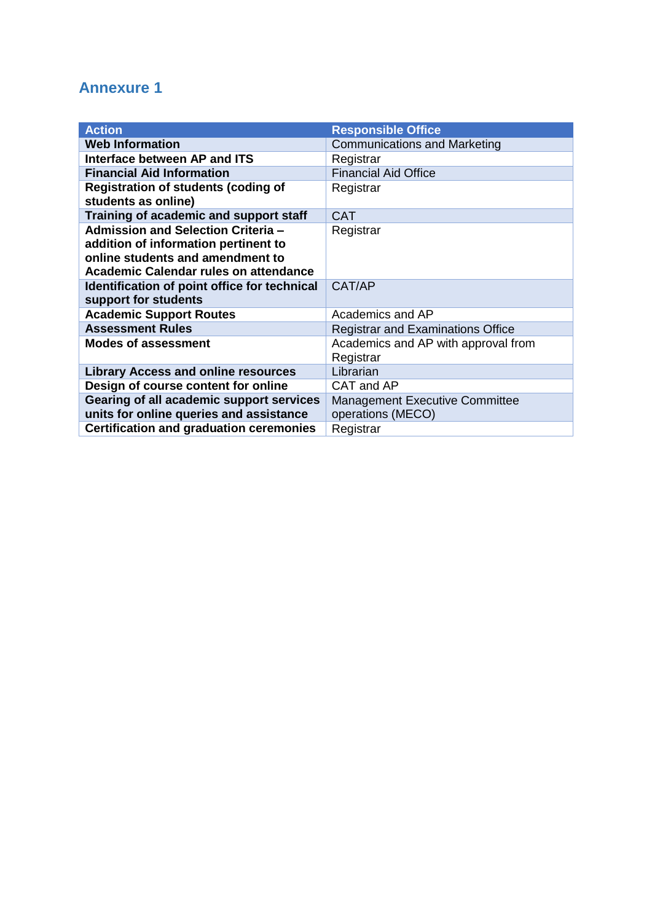## Annexure 1

| Action | Responsible Office |
|---|---|
| **Web Information** | Communications and Marketing |
| **Interface between AP and ITS** | Registrar |
| **Financial Aid Information** | Financial Aid Office |
| **Registration of students (coding of students as online)** | Registrar |
| **Training of academic and support staff** | CAT |
| **Admission and Selection Criteria – addition of information pertinent to online students and amendment to Academic Calendar rules on attendance** | Registrar |
| **Identification of point office for technical support for students** | CAT/AP |
| **Academic Support Routes** | Academics and AP |
| **Assessment Rules** | Registrar and Examinations Office |
| **Modes of assessment** | Academics and AP with approval from Registrar |
| **Library Access and online resources** | Librarian |
| **Design of course content for online** | CAT and AP |
| **Gearing of all academic support services units for online queries and assistance** | Management Executive Committee operations (MECO) |
| **Certification and graduation ceremonies** | Registrar |